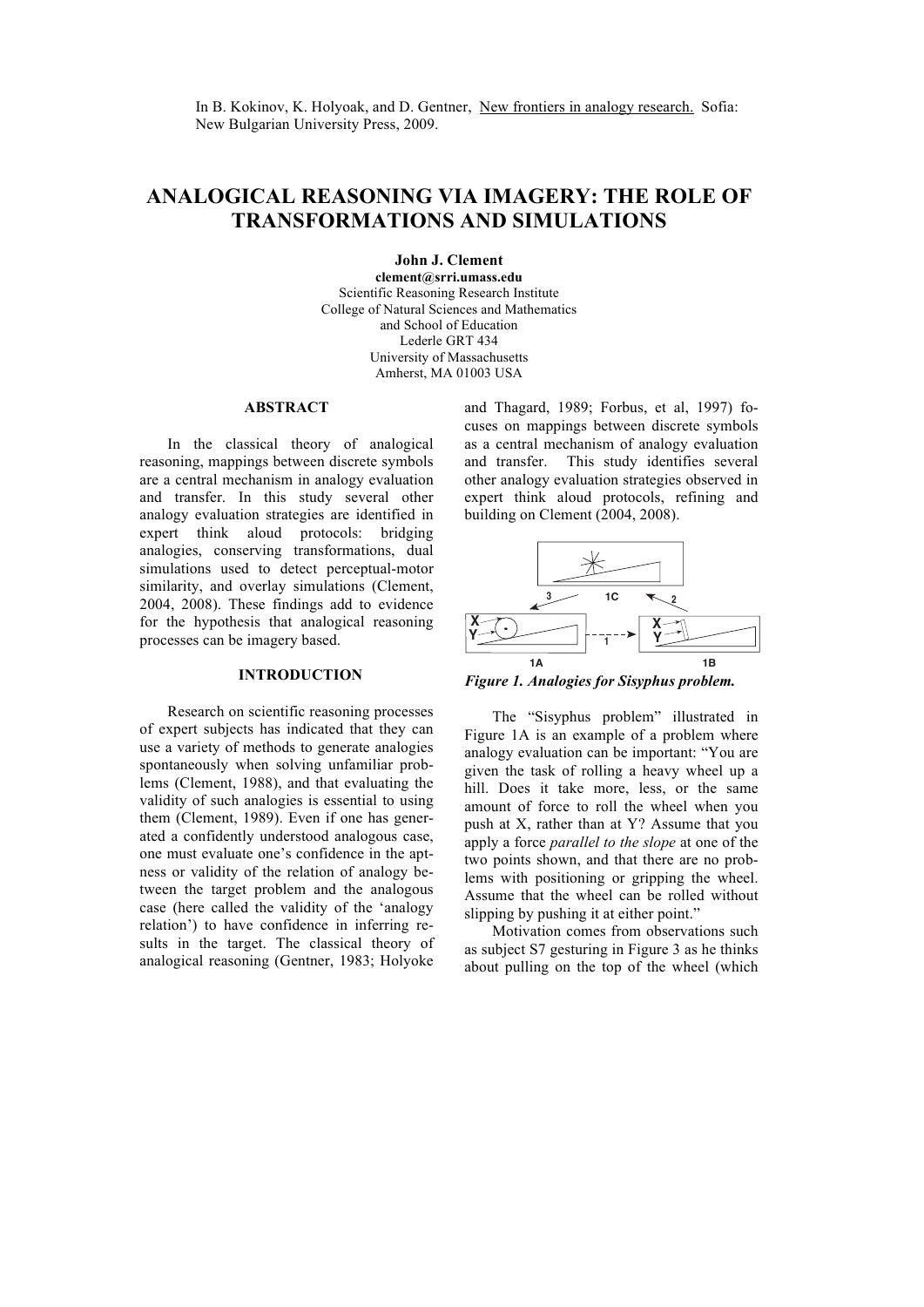In B. Kokinov, K. Holyoak, and D. Gentner, New frontiers in analogy research. Sofia: New Bulgarian University Press, 2009.

# ANALOGICAL REASONING VIA IMAGERY: THE ROLE OF TRANSFORMATIONS AND SIMULATIONS

**John J. Clement**
**clement@srri.umass.edu**
Scientific Reasoning Research Institute
College of Natural Sciences and Mathematics
and School of Education
Lederle GRT 434
University of Massachusetts
Amherst, MA 01003 USA

## ABSTRACT

In the classical theory of analogical reasoning, mappings between discrete symbols are a central mechanism in analogy evaluation and transfer. In this study several other analogy evaluation strategies are identified in expert think aloud protocols: bridging analogies, conserving transformations, dual simulations used to detect perceptual-motor similarity, and overlay simulations (Clement, 2004, 2008). These findings add to evidence for the hypothesis that analogical reasoning processes can be imagery based.

## INTRODUCTION

Research on scientific reasoning processes of expert subjects has indicated that they can use a variety of methods to generate analogies spontaneously when solving unfamiliar problems (Clement, 1988), and that evaluating the validity of such analogies is essential to using them (Clement, 1989). Even if one has generated a confidently understood analogous case, one must evaluate one's confidence in the aptness or validity of the relation of analogy between the target problem and the analogous case (here called the validity of the 'analogy relation') to have confidence in inferring results in the target. The classical theory of analogical reasoning (Gentner, 1983; Holyoke and Thagard, 1989; Forbus, et al, 1997) focuses on mappings between discrete symbols as a central mechanism of analogy evaluation and transfer. This study identifies several other analogy evaluation strategies observed in expert think aloud protocols, refining and building on Clement (2004, 2008).

***Figure 1. Analogies for Sisyphus problem.***

The "Sisyphus problem" illustrated in Figure 1A is an example of a problem where analogy evaluation can be important: "You are given the task of rolling a heavy wheel up a hill. Does it take more, less, or the same amount of force to roll the wheel when you push at X, rather than at Y? Assume that you apply a force *parallel to the slope* at one of the two points shown, and that there are no problems with positioning or gripping the wheel. Assume that the wheel can be rolled without slipping by pushing it at either point."

Motivation comes from observations such as subject S7 gesturing in Figure 3 as he thinks about pulling on the top of the wheel (which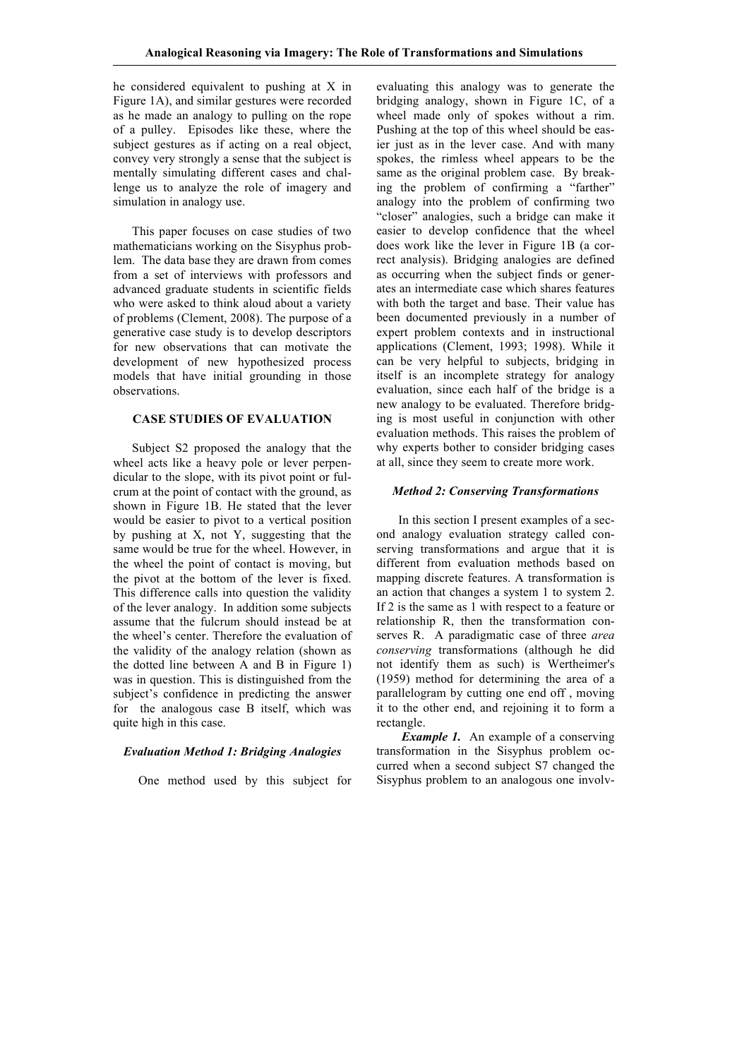he considered equivalent to pushing at X in Figure 1A), and similar gestures were recorded as he made an analogy to pulling on the rope of a pulley. Episodes like these, where the subject gestures as if acting on a real object, convey very strongly a sense that the subject is mentally simulating different cases and challenge us to analyze the role of imagery and simulation in analogy use.

This paper focuses on case studies of two mathematicians working on the Sisyphus problem. The data base they are drawn from comes from a set of interviews with professors and advanced graduate students in scientific fields who were asked to think aloud about a variety of problems (Clement, 2008). The purpose of a generative case study is to develop descriptors for new observations that can motivate the development of new hypothesized process models that have initial grounding in those observations.

## CASE STUDIES OF EVALUATION

Subject S2 proposed the analogy that the wheel acts like a heavy pole or lever perpendicular to the slope, with its pivot point or fulcrum at the point of contact with the ground, as shown in Figure 1B. He stated that the lever would be easier to pivot to a vertical position by pushing at X, not Y, suggesting that the same would be true for the wheel. However, in the wheel the point of contact is moving, but the pivot at the bottom of the lever is fixed. This difference calls into question the validity of the lever analogy. In addition some subjects assume that the fulcrum should instead be at the wheel's center. Therefore the evaluation of the validity of the analogy relation (shown as the dotted line between A and B in Figure 1) was in question. This is distinguished from the subject's confidence in predicting the answer for the analogous case B itself, which was quite high in this case.

### *Evaluation Method 1: Bridging Analogies*

One method used by this subject for evaluating this analogy was to generate the bridging analogy, shown in Figure 1C, of a wheel made only of spokes without a rim. Pushing at the top of this wheel should be easier just as in the lever case. And with many spokes, the rimless wheel appears to be the same as the original problem case. By breaking the problem of confirming a "farther" analogy into the problem of confirming two "closer" analogies, such a bridge can make it easier to develop confidence that the wheel does work like the lever in Figure 1B (a correct analysis). Bridging analogies are defined as occurring when the subject finds or generates an intermediate case which shares features with both the target and base. Their value has been documented previously in a number of expert problem contexts and in instructional applications (Clement, 1993; 1998). While it can be very helpful to subjects, bridging in itself is an incomplete strategy for analogy evaluation, since each half of the bridge is a new analogy to be evaluated. Therefore bridging is most useful in conjunction with other evaluation methods. This raises the problem of why experts bother to consider bridging cases at all, since they seem to create more work.

### *Method 2: Conserving Transformations*

In this section I present examples of a second analogy evaluation strategy called conserving transformations and argue that it is different from evaluation methods based on mapping discrete features. A transformation is an action that changes a system 1 to system 2. If 2 is the same as 1 with respect to a feature or relationship R, then the transformation conserves R. A paradigmatic case of three *area conserving* transformations (although he did not identify them as such) is Wertheimer's (1959) method for determining the area of a parallelogram by cutting one end off , moving it to the other end, and rejoining it to form a rectangle.

***Example 1.*** An example of a conserving transformation in the Sisyphus problem occurred when a second subject S7 changed the Sisyphus problem to an analogous one involv-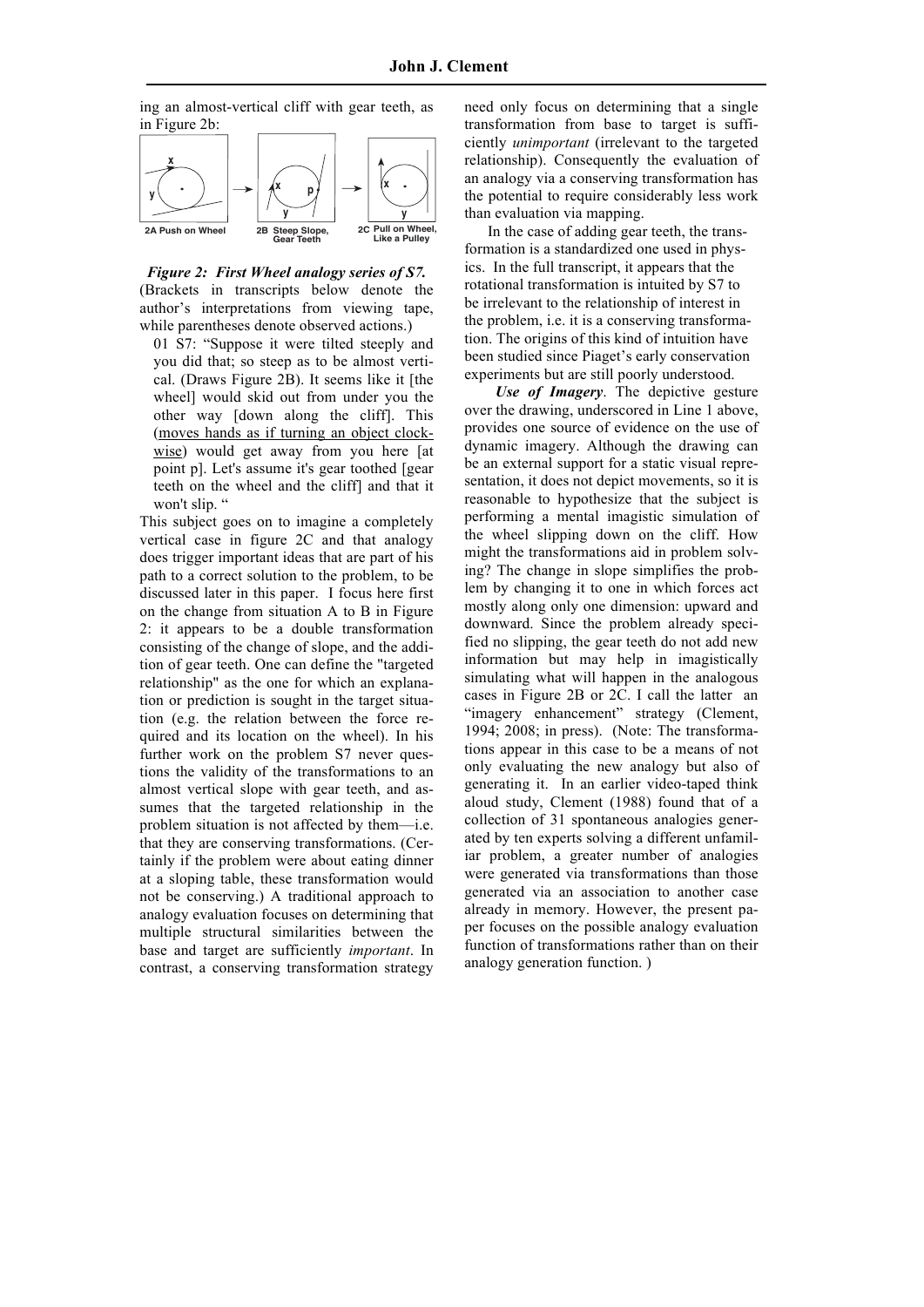ing an almost-vertical cliff with gear teeth, as in Figure 2b:

2A Push on Wheel    2B Steep Slope, Gear Teeth    2C Pull on Wheel, Like a Pulley

***Figure 2: First Wheel analogy series of S7.***
(Brackets in transcripts below denote the author's interpretations from viewing tape, while parentheses denote observed actions.)

> 01 S7: "Suppose it were tilted steeply and you did that; so steep as to be almost vertical. (Draws Figure 2B). It seems like it [the wheel] would skid out from under you the other way [down along the cliff]. This (<u>moves hands as if turning an object clockwise</u>) would get away from you here [at point p]. Let's assume it's gear toothed [gear teeth on the wheel and the cliff] and that it won't slip. "

This subject goes on to imagine a completely vertical case in figure 2C and that analogy does trigger important ideas that are part of his path to a correct solution to the problem, to be discussed later in this paper. I focus here first on the change from situation A to B in Figure 2: it appears to be a double transformation consisting of the change of slope, and the addition of gear teeth. One can define the "targeted relationship" as the one for which an explanation or prediction is sought in the target situation (e.g. the relation between the force required and its location on the wheel). In his further work on the problem S7 never questions the validity of the transformations to an almost vertical slope with gear teeth, and assumes that the targeted relationship in the problem situation is not affected by them—i.e. that they are conserving transformations. (Certainly if the problem were about eating dinner at a sloping table, these transformation would not be conserving.) A traditional approach to analogy evaluation focuses on determining that multiple structural similarities between the base and target are sufficiently *important*. In contrast, a conserving transformation strategy need only focus on determining that a single transformation from base to target is sufficiently *unimportant* (irrelevant to the targeted relationship). Consequently the evaluation of an analogy via a conserving transformation has the potential to require considerably less work than evaluation via mapping.

In the case of adding gear teeth, the transformation is a standardized one used in physics. In the full transcript, it appears that the rotational transformation is intuited by S7 to be irrelevant to the relationship of interest in the problem, i.e. it is a conserving transformation. The origins of this kind of intuition have been studied since Piaget's early conservation experiments but are still poorly understood.

***Use of Imagery***. The depictive gesture over the drawing, underscored in Line 1 above, provides one source of evidence on the use of dynamic imagery. Although the drawing can be an external support for a static visual representation, it does not depict movements, so it is reasonable to hypothesize that the subject is performing a mental imagistic simulation of the wheel slipping down on the cliff. How might the transformations aid in problem solving? The change in slope simplifies the problem by changing it to one in which forces act mostly along only one dimension: upward and downward. Since the problem already specified no slipping, the gear teeth do not add new information but may help in imagistically simulating what will happen in the analogous cases in Figure 2B or 2C. I call the latter an "imagery enhancement" strategy (Clement, 1994; 2008; in press). (Note: The transformations appear in this case to be a means of not only evaluating the new analogy but also of generating it. In an earlier video-taped think aloud study, Clement (1988) found that of a collection of 31 spontaneous analogies generated by ten experts solving a different unfamiliar problem, a greater number of analogies were generated via transformations than those generated via an association to another case already in memory. However, the present paper focuses on the possible analogy evaluation function of transformations rather than on their analogy generation function. )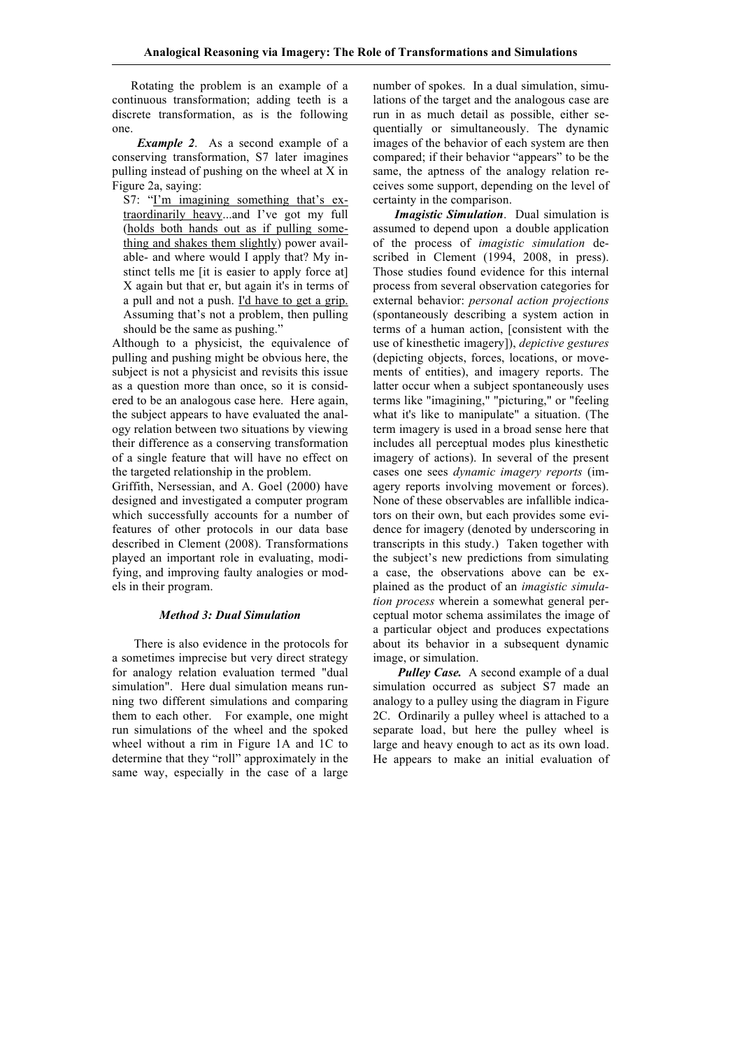Rotating the problem is an example of a continuous transformation; adding teeth is a discrete transformation, as is the following one.

***Example 2***. As a second example of a conserving transformation, S7 later imagines pulling instead of pushing on the wheel at X in Figure 2a, saying:

> S7: "I'm imagining something that's extraordinarily heavy...and I've got my full (holds both hands out as if pulling something and shakes them slightly) power available- and where would I apply that? My instinct tells me [it is easier to apply force at] X again but that er, but again it's in terms of a pull and not a push. I'd have to get a grip. Assuming that's not a problem, then pulling should be the same as pushing."

Although to a physicist, the equivalence of pulling and pushing might be obvious here, the subject is not a physicist and revisits this issue as a question more than once, so it is considered to be an analogous case here. Here again, the subject appears to have evaluated the analogy relation between two situations by viewing their difference as a conserving transformation of a single feature that will have no effect on the targeted relationship in the problem.

Griffith, Nersessian, and A. Goel (2000) have designed and investigated a computer program which successfully accounts for a number of features of other protocols in our data base described in Clement (2008). Transformations played an important role in evaluating, modifying, and improving faulty analogies or models in their program.

### *Method 3: Dual Simulation*

There is also evidence in the protocols for a sometimes imprecise but very direct strategy for analogy relation evaluation termed "dual simulation". Here dual simulation means running two different simulations and comparing them to each other. For example, one might run simulations of the wheel and the spoked wheel without a rim in Figure 1A and 1C to determine that they "roll" approximately in the same way, especially in the case of a large number of spokes. In a dual simulation, simulations of the target and the analogous case are run in as much detail as possible, either sequentially or simultaneously. The dynamic images of the behavior of each system are then compared; if their behavior "appears" to be the same, the aptness of the analogy relation receives some support, depending on the level of certainty in the comparison.

***Imagistic Simulation***. Dual simulation is assumed to depend upon a double application of the process of *imagistic simulation* described in Clement (1994, 2008, in press). Those studies found evidence for this internal process from several observation categories for external behavior: *personal action projections* (spontaneously describing a system action in terms of a human action, [consistent with the use of kinesthetic imagery]), *depictive gestures* (depicting objects, forces, locations, or movements of entities), and imagery reports. The latter occur when a subject spontaneously uses terms like "imagining," "picturing," or "feeling what it's like to manipulate" a situation. (The term imagery is used in a broad sense here that includes all perceptual modes plus kinesthetic imagery of actions). In several of the present cases one sees *dynamic imagery reports* (imagery reports involving movement or forces). None of these observables are infallible indicators on their own, but each provides some evidence for imagery (denoted by underscoring in transcripts in this study.) Taken together with the subject's new predictions from simulating a case, the observations above can be explained as the product of an *imagistic simulation process* wherein a somewhat general perceptual motor schema assimilates the image of a particular object and produces expectations about its behavior in a subsequent dynamic image, or simulation.

***Pulley Case.*** A second example of a dual simulation occurred as subject S7 made an analogy to a pulley using the diagram in Figure 2C. Ordinarily a pulley wheel is attached to a separate load, but here the pulley wheel is large and heavy enough to act as its own load. He appears to make an initial evaluation of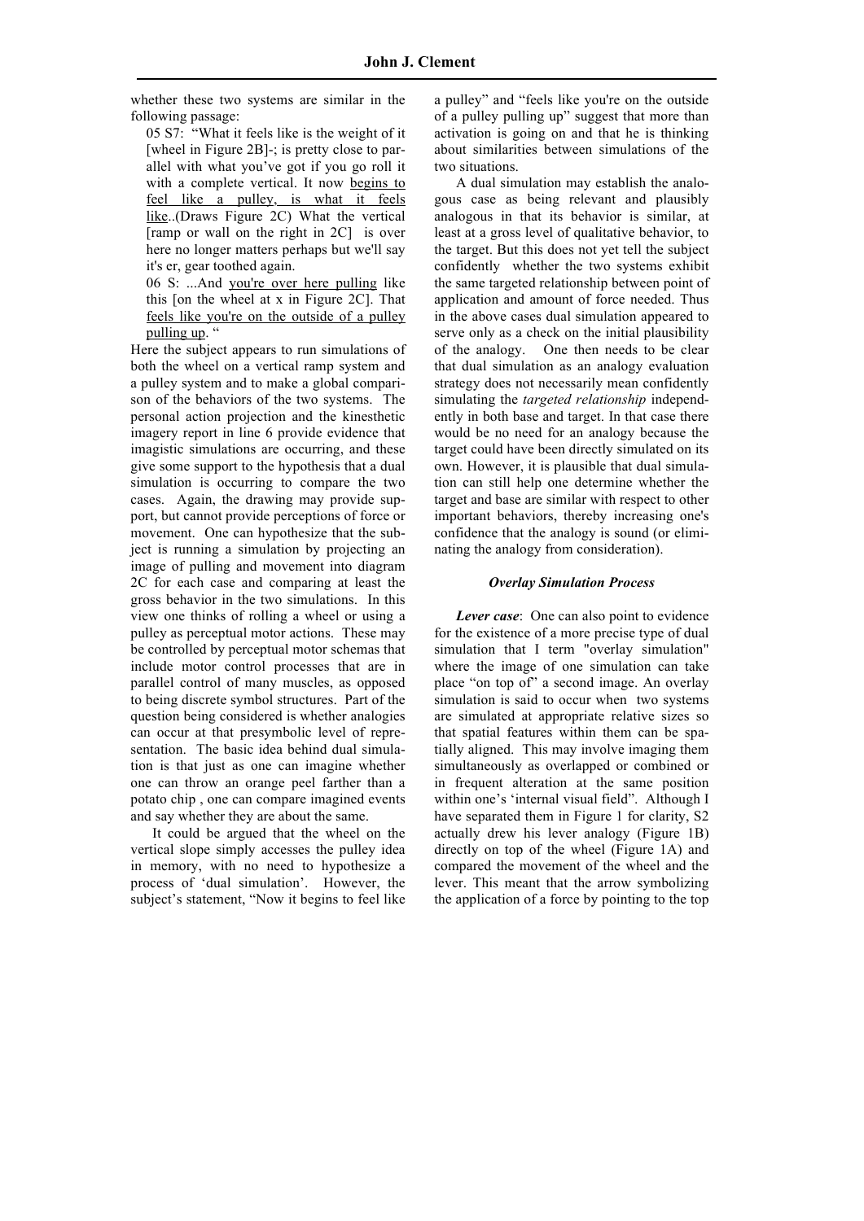whether these two systems are similar in the following passage:

> 05 S7: "What it feels like is the weight of it [wheel in Figure 2B]-; is pretty close to parallel with what you've got if you go roll it with a complete vertical. It now <u>begins to feel like a pulley, is what it feels like</u>..(Draws Figure 2C) What the vertical [ramp or wall on the right in 2C] is over here no longer matters perhaps but we'll say it's er, gear toothed again.
>
> 06 S: ...And <u>you're over here pulling</u> like this [on the wheel at x in Figure 2C]. That <u>feels like you're on the outside of a pulley pulling up</u>. "

Here the subject appears to run simulations of both the wheel on a vertical ramp system and a pulley system and to make a global comparison of the behaviors of the two systems. The personal action projection and the kinesthetic imagery report in line 6 provide evidence that imagistic simulations are occurring, and these give some support to the hypothesis that a dual simulation is occurring to compare the two cases. Again, the drawing may provide support, but cannot provide perceptions of force or movement. One can hypothesize that the subject is running a simulation by projecting an image of pulling and movement into diagram 2C for each case and comparing at least the gross behavior in the two simulations. In this view one thinks of rolling a wheel or using a pulley as perceptual motor actions. These may be controlled by perceptual motor schemas that include motor control processes that are in parallel control of many muscles, as opposed to being discrete symbol structures. Part of the question being considered is whether analogies can occur at that presymbolic level of representation. The basic idea behind dual simulation is that just as one can imagine whether one can throw an orange peel farther than a potato chip , one can compare imagined events and say whether they are about the same.

It could be argued that the wheel on the vertical slope simply accesses the pulley idea in memory, with no need to hypothesize a process of 'dual simulation'. However, the subject's statement, "Now it begins to feel like a pulley" and "feels like you're on the outside of a pulley pulling up" suggest that more than activation is going on and that he is thinking about similarities between simulations of the two situations.

A dual simulation may establish the analogous case as being relevant and plausibly analogous in that its behavior is similar, at least at a gross level of qualitative behavior, to the target. But this does not yet tell the subject confidently whether the two systems exhibit the same targeted relationship between point of application and amount of force needed. Thus in the above cases dual simulation appeared to serve only as a check on the initial plausibility of the analogy. One then needs to be clear that dual simulation as an analogy evaluation strategy does not necessarily mean confidently simulating the *targeted relationship* independently in both base and target. In that case there would be no need for an analogy because the target could have been directly simulated on its own. However, it is plausible that dual simulation can still help one determine whether the target and base are similar with respect to other important behaviors, thereby increasing one's confidence that the analogy is sound (or eliminating the analogy from consideration).

### *Overlay Simulation Process*

***Lever case***: One can also point to evidence for the existence of a more precise type of dual simulation that I term "overlay simulation" where the image of one simulation can take place "on top of" a second image. An overlay simulation is said to occur when two systems are simulated at appropriate relative sizes so that spatial features within them can be spatially aligned. This may involve imaging them simultaneously as overlapped or combined or in frequent alteration at the same position within one's 'internal visual field". Although I have separated them in Figure 1 for clarity, S2 actually drew his lever analogy (Figure 1B) directly on top of the wheel (Figure 1A) and compared the movement of the wheel and the lever. This meant that the arrow symbolizing the application of a force by pointing to the top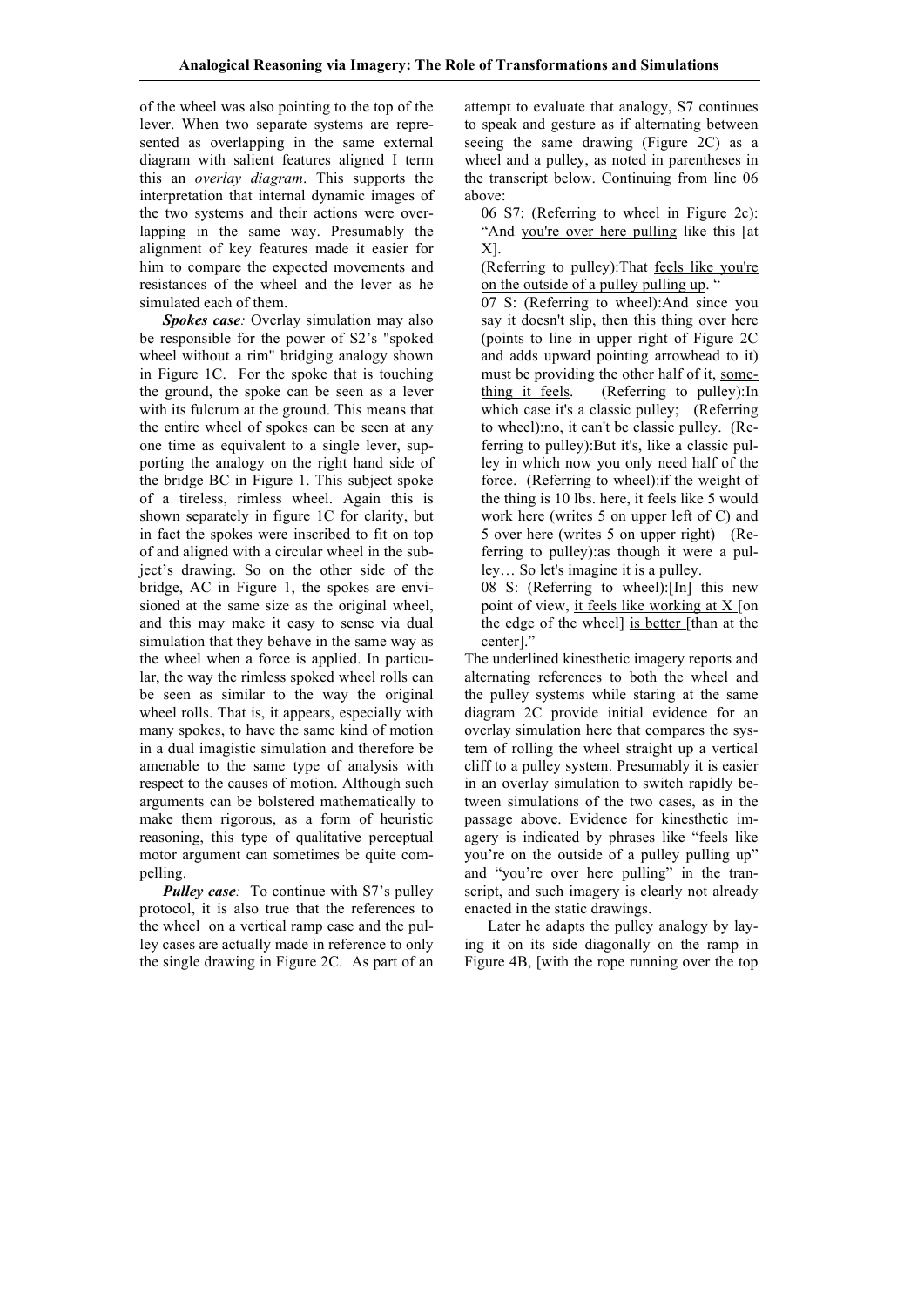of the wheel was also pointing to the top of the lever. When two separate systems are represented as overlapping in the same external diagram with salient features aligned I term this an *overlay diagram*. This supports the interpretation that internal dynamic images of the two systems and their actions were overlapping in the same way. Presumably the alignment of key features made it easier for him to compare the expected movements and resistances of the wheel and the lever as he simulated each of them.

***Spokes case**:* Overlay simulation may also be responsible for the power of S2's "spoked wheel without a rim" bridging analogy shown in Figure 1C. For the spoke that is touching the ground, the spoke can be seen as a lever with its fulcrum at the ground. This means that the entire wheel of spokes can be seen at any one time as equivalent to a single lever, supporting the analogy on the right hand side of the bridge BC in Figure 1. This subject spoke of a tireless, rimless wheel. Again this is shown separately in figure 1C for clarity, but in fact the spokes were inscribed to fit on top of and aligned with a circular wheel in the subject's drawing. So on the other side of the bridge, AC in Figure 1, the spokes are envisioned at the same size as the original wheel, and this may make it easy to sense via dual simulation that they behave in the same way as the wheel when a force is applied. In particular, the way the rimless spoked wheel rolls can be seen as similar to the way the original wheel rolls. That is, it appears, especially with many spokes, to have the same kind of motion in a dual imagistic simulation and therefore be amenable to the same type of analysis with respect to the causes of motion. Although such arguments can be bolstered mathematically to make them rigorous, as a form of heuristic reasoning, this type of qualitative perceptual motor argument can sometimes be quite compelling.

***Pulley case**:* To continue with S7's pulley protocol, it is also true that the references to the wheel on a vertical ramp case and the pulley cases are actually made in reference to only the single drawing in Figure 2C. As part of an attempt to evaluate that analogy, S7 continues to speak and gesture as if alternating between seeing the same drawing (Figure 2C) as a wheel and a pulley, as noted in parentheses in the transcript below. Continuing from line 06 above:

06 S7: (Referring to wheel in Figure 2c): "And <u>you're over here pulling</u> like this [at X].
(Referring to pulley):That <u>feels like you're on the outside of a pulley pulling up</u>. "

07 S: (Referring to wheel):And since you say it doesn't slip, then this thing over here (points to line in upper right of Figure 2C and adds upward pointing arrowhead to it) must be providing the other half of it, <u>something it feels</u>. (Referring to pulley):In which case it's a classic pulley; (Referring to wheel):no, it can't be classic pulley. (Referring to pulley):But it's, like a classic pulley in which now you only need half of the force. (Referring to wheel):if the weight of the thing is 10 lbs. here, it feels like 5 would work here (writes 5 on upper left of C) and 5 over here (writes 5 on upper right) (Referring to pulley):as though it were a pulley… So let's imagine it is a pulley.

08 S: (Referring to wheel):[In] this new point of view, <u>it feels like working at X</u> [on the edge of the wheel] <u>is better</u> [than at the center]."

The underlined kinesthetic imagery reports and alternating references to both the wheel and the pulley systems while staring at the same diagram 2C provide initial evidence for an overlay simulation here that compares the system of rolling the wheel straight up a vertical cliff to a pulley system. Presumably it is easier in an overlay simulation to switch rapidly between simulations of the two cases, as in the passage above. Evidence for kinesthetic imagery is indicated by phrases like "feels like you're on the outside of a pulley pulling up" and "you're over here pulling" in the transcript, and such imagery is clearly not already enacted in the static drawings.

Later he adapts the pulley analogy by laying it on its side diagonally on the ramp in Figure 4B, [with the rope running over the top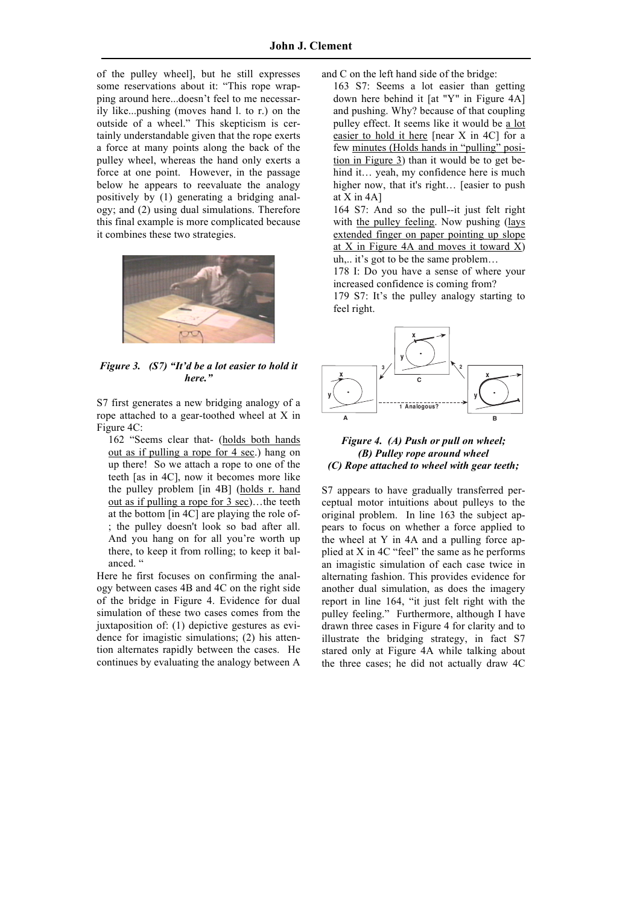of the pulley wheel], but he still expresses some reservations about it: "This rope wrapping around here...doesn't feel to me necessarily like...pushing (moves hand l. to r.) on the outside of a wheel." This skepticism is certainly understandable given that the rope exerts a force at many points along the back of the pulley wheel, whereas the hand only exerts a force at one point. However, in the passage below he appears to reevaluate the analogy positively by (1) generating a bridging analogy; and (2) using dual simulations. Therefore this final example is more complicated because it combines these two strategies.

***Figure 3. (S7) "It'd be a lot easier to hold it here."***

S7 first generates a new bridging analogy of a rope attached to a gear-toothed wheel at X in Figure 4C:

> 162 "Seems clear that- (<u>holds both hands out as if pulling a rope for 4 sec</u>.) hang on up there! So we attach a rope to one of the teeth [as in 4C], now it becomes more like the pulley problem [in 4B] (<u>holds r. hand out as if pulling a rope for 3 sec</u>)…the teeth at the bottom [in 4C] are playing the role of-; the pulley doesn't look so bad after all. And you hang on for all you're worth up there, to keep it from rolling; to keep it balanced. "

Here he first focuses on confirming the analogy between cases 4B and 4C on the right side of the bridge in Figure 4. Evidence for dual simulation of these two cases comes from the juxtaposition of: (1) depictive gestures as evidence for imagistic simulations; (2) his attention alternates rapidly between the cases. He continues by evaluating the analogy between A and C on the left hand side of the bridge:

> 163 S7: Seems a lot easier than getting down here behind it [at "Y" in Figure 4A] and pushing. Why? because of that coupling pulley effect. It seems like it would be <u>a lot easier to hold it here</u> [near X in 4C] for a few <u>minutes (Holds hands in "pulling" position in Figure 3)</u> than it would be to get behind it… yeah, my confidence here is much higher now, that it's right… [easier to push at X in 4A]
>
> 164 S7: And so the pull--it just felt right with <u>the pulley feeling</u>. Now pushing (<u>lays extended finger on paper pointing up slope at X in Figure 4A and moves it toward X</u>) uh,.. it's got to be the same problem…
>
> 178 I: Do you have a sense of where your increased confidence is coming from?
>
> 179 S7: It's the pulley analogy starting to feel right.

***Figure 4. (A) Push or pull on wheel; (B) Pulley rope around wheel (C) Rope attached to wheel with gear teeth;***

S7 appears to have gradually transferred perceptual motor intuitions about pulleys to the original problem. In line 163 the subject appears to focus on whether a force applied to the wheel at Y in 4A and a pulling force applied at X in 4C "feel" the same as he performs an imagistic simulation of each case twice in alternating fashion. This provides evidence for another dual simulation, as does the imagery report in line 164, "it just felt right with the pulley feeling." Furthermore, although I have drawn three cases in Figure 4 for clarity and to illustrate the bridging strategy, in fact S7 stared only at Figure 4A while talking about the three cases; he did not actually draw 4C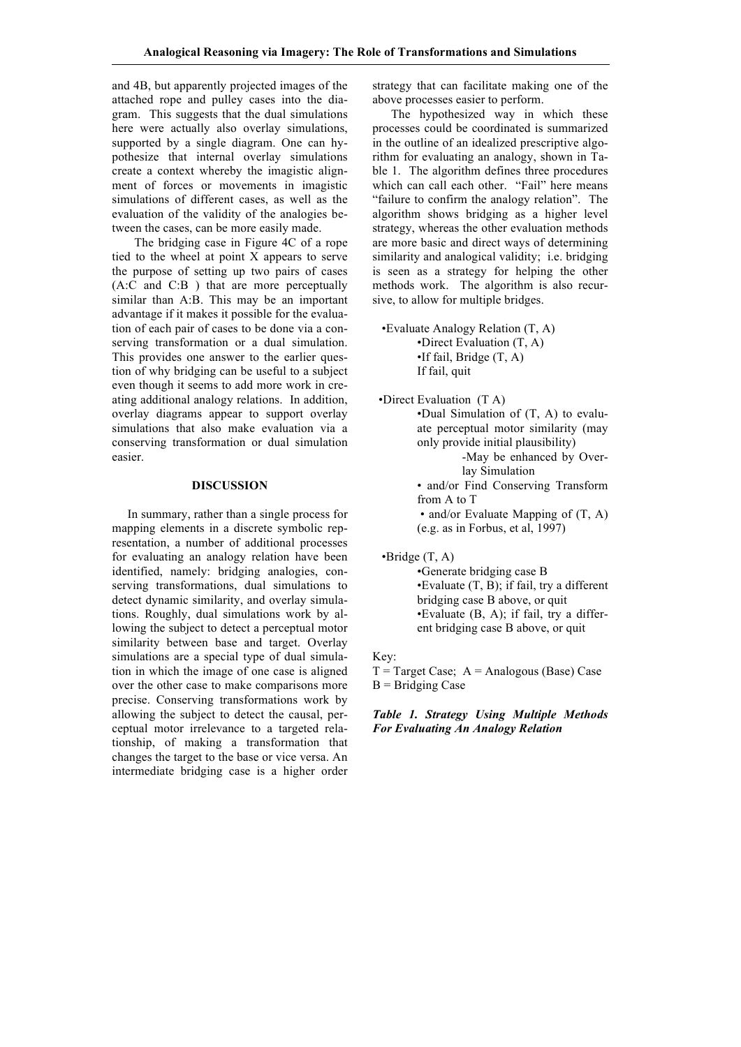and 4B, but apparently projected images of the attached rope and pulley cases into the diagram. This suggests that the dual simulations here were actually also overlay simulations, supported by a single diagram. One can hypothesize that internal overlay simulations create a context whereby the imagistic alignment of forces or movements in imagistic simulations of different cases, as well as the evaluation of the validity of the analogies between the cases, can be more easily made.

The bridging case in Figure 4C of a rope tied to the wheel at point X appears to serve the purpose of setting up two pairs of cases (A:C and C:B ) that are more perceptually similar than A:B. This may be an important advantage if it makes it possible for the evaluation of each pair of cases to be done via a conserving transformation or a dual simulation. This provides one answer to the earlier question of why bridging can be useful to a subject even though it seems to add more work in creating additional analogy relations. In addition, overlay diagrams appear to support overlay simulations that also make evaluation via a conserving transformation or dual simulation easier.

## DISCUSSION

In summary, rather than a single process for mapping elements in a discrete symbolic representation, a number of additional processes for evaluating an analogy relation have been identified, namely: bridging analogies, conserving transformations, dual simulations to detect dynamic similarity, and overlay simulations. Roughly, dual simulations work by allowing the subject to detect a perceptual motor similarity between base and target. Overlay simulations are a special type of dual simulation in which the image of one case is aligned over the other case to make comparisons more precise. Conserving transformations work by allowing the subject to detect the causal, perceptual motor irrelevance to a targeted relationship, of making a transformation that changes the target to the base or vice versa. An intermediate bridging case is a higher order strategy that can facilitate making one of the above processes easier to perform.

The hypothesized way in which these processes could be coordinated is summarized in the outline of an idealized prescriptive algorithm for evaluating an analogy, shown in Table 1. The algorithm defines three procedures which can call each other. "Fail" here means "failure to confirm the analogy relation". The algorithm shows bridging as a higher level strategy, whereas the other evaluation methods are more basic and direct ways of determining similarity and analogical validity; i.e. bridging is seen as a strategy for helping the other methods work. The algorithm is also recursive, to allow for multiple bridges.

- Evaluate Analogy Relation (T, A)
  - Direct Evaluation (T, A)
  - If fail, Bridge (T, A)
  
    If fail, quit

- Direct Evaluation (T A)
  - Dual Simulation of (T, A) to evaluate perceptual motor similarity (may only provide initial plausibility)
    - May be enhanced by Overlay Simulation
  - and/or Find Conserving Transform from A to T
  - and/or Evaluate Mapping of (T, A) (e.g. as in Forbus, et al, 1997)

- Bridge (T, A)
  - Generate bridging case B
  - Evaluate (T, B); if fail, try a different bridging case B above, or quit
  - Evaluate (B, A); if fail, try a different bridging case B above, or quit

Key:
T = Target Case; A = Analogous (Base) Case
B = Bridging Case

***Table 1. Strategy Using Multiple Methods For Evaluating An Analogy Relation***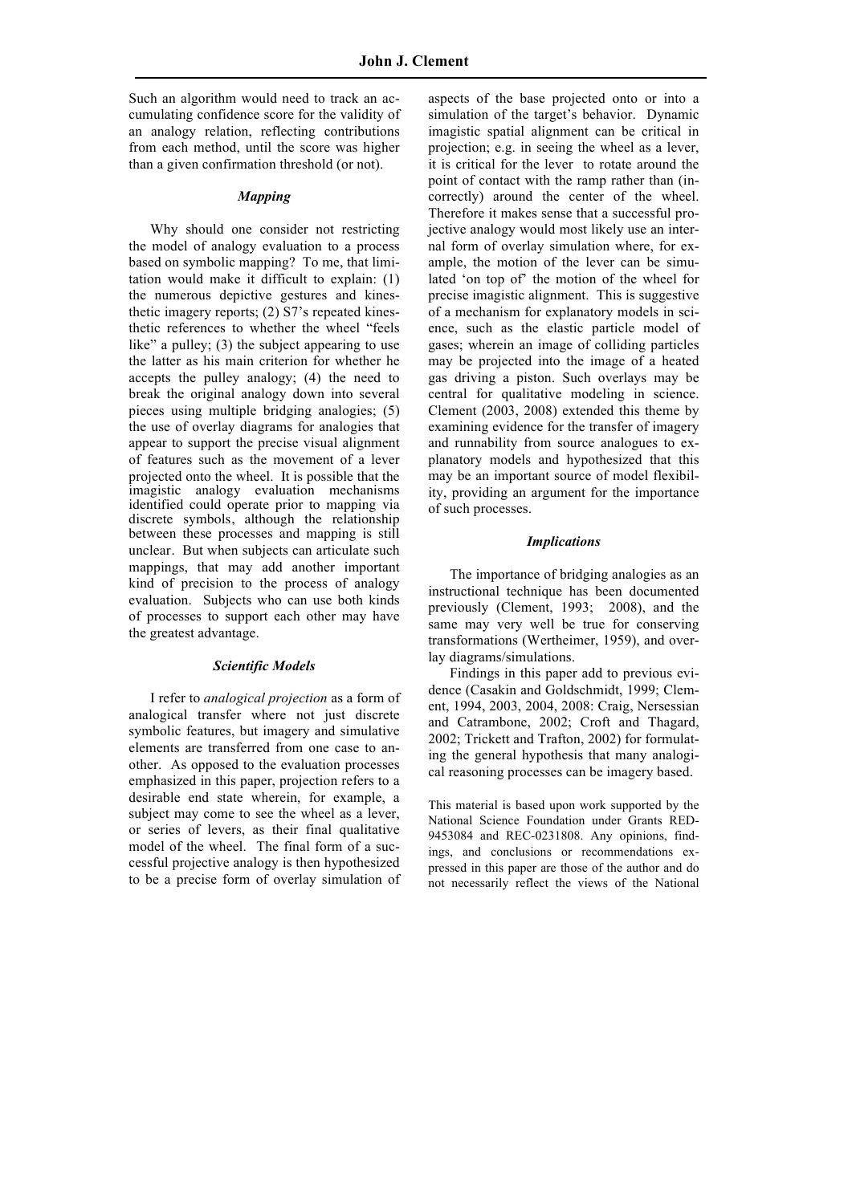Such an algorithm would need to track an accumulating confidence score for the validity of an analogy relation, reflecting contributions from each method, until the score was higher than a given confirmation threshold (or not).

### *Mapping*

Why should one consider not restricting the model of analogy evaluation to a process based on symbolic mapping? To me, that limitation would make it difficult to explain: (1) the numerous depictive gestures and kinesthetic imagery reports; (2) S7's repeated kinesthetic references to whether the wheel "feels like" a pulley; (3) the subject appearing to use the latter as his main criterion for whether he accepts the pulley analogy; (4) the need to break the original analogy down into several pieces using multiple bridging analogies; (5) the use of overlay diagrams for analogies that appear to support the precise visual alignment of features such as the movement of a lever projected onto the wheel. It is possible that the imagistic analogy evaluation mechanisms identified could operate prior to mapping via discrete symbols, although the relationship between these processes and mapping is still unclear. But when subjects can articulate such mappings, that may add another important kind of precision to the process of analogy evaluation. Subjects who can use both kinds of processes to support each other may have the greatest advantage.

### *Scientific Models*

I refer to *analogical projection* as a form of analogical transfer where not just discrete symbolic features, but imagery and simulative elements are transferred from one case to another. As opposed to the evaluation processes emphasized in this paper, projection refers to a desirable end state wherein, for example, a subject may come to see the wheel as a lever, or series of levers, as their final qualitative model of the wheel. The final form of a successful projective analogy is then hypothesized to be a precise form of overlay simulation of aspects of the base projected onto or into a simulation of the target's behavior. Dynamic imagistic spatial alignment can be critical in projection; e.g. in seeing the wheel as a lever, it is critical for the lever to rotate around the point of contact with the ramp rather than (incorrectly) around the center of the wheel. Therefore it makes sense that a successful projective analogy would most likely use an internal form of overlay simulation where, for example, the motion of the lever can be simulated 'on top of' the motion of the wheel for precise imagistic alignment. This is suggestive of a mechanism for explanatory models in science, such as the elastic particle model of gases; wherein an image of colliding particles may be projected into the image of a heated gas driving a piston. Such overlays may be central for qualitative modeling in science. Clement (2003, 2008) extended this theme by examining evidence for the transfer of imagery and runnability from source analogues to explanatory models and hypothesized that this may be an important source of model flexibility, providing an argument for the importance of such processes.

### *Implications*

The importance of bridging analogies as an instructional technique has been documented previously (Clement, 1993; 2008), and the same may very well be true for conserving transformations (Wertheimer, 1959), and overlay diagrams/simulations.

Findings in this paper add to previous evidence (Casakin and Goldschmidt, 1999; Clement, 1994, 2003, 2004, 2008: Craig, Nersessian and Catrambone, 2002; Croft and Thagard, 2002; Trickett and Trafton, 2002) for formulating the general hypothesis that many analogical reasoning processes can be imagery based.

This material is based upon work supported by the National Science Foundation under Grants RED-9453084 and REC-0231808. Any opinions, findings, and conclusions or recommendations expressed in this paper are those of the author and do not necessarily reflect the views of the National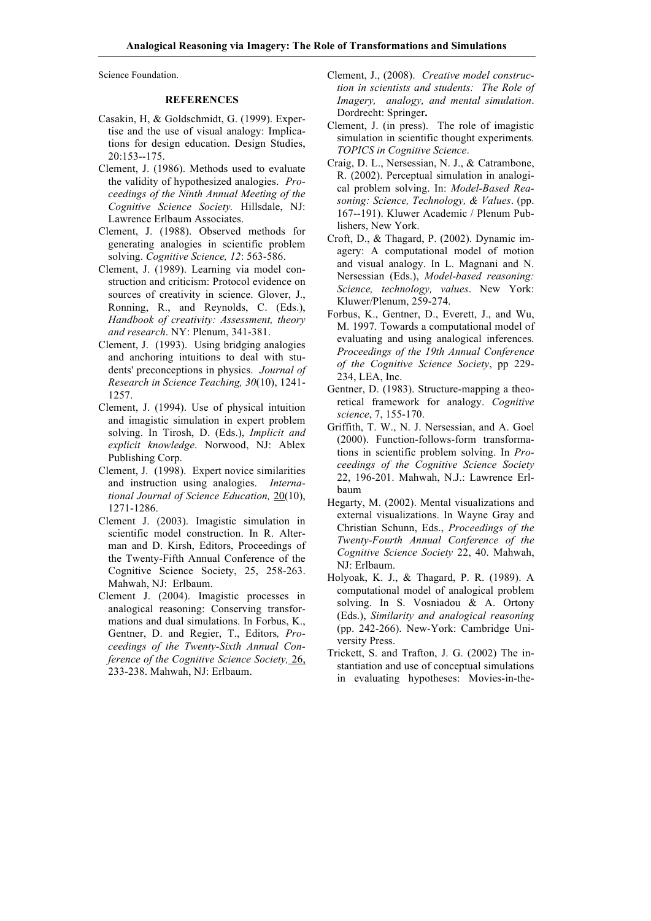Science Foundation.

## REFERENCES

Casakin, H, & Goldschmidt, G. (1999). Expertise and the use of visual analogy: Implications for design education. Design Studies, 20:153--175.

Clement, J. (1986). Methods used to evaluate the validity of hypothesized analogies. *Proceedings of the Ninth Annual Meeting of the Cognitive Science Society.* Hillsdale, NJ: Lawrence Erlbaum Associates.

Clement, J. (1988). Observed methods for generating analogies in scientific problem solving. *Cognitive Science, 12*: 563-586.

Clement, J. (1989). Learning via model construction and criticism: Protocol evidence on sources of creativity in science. Glover, J., Ronning, R., and Reynolds, C. (Eds.), *Handbook of creativity: Assessment, theory and research*. NY: Plenum, 341-381.

Clement, J. (1993). Using bridging analogies and anchoring intuitions to deal with students' preconceptions in physics. *Journal of Research in Science Teaching, 30*(10), 1241-1257.

Clement, J. (1994). Use of physical intuition and imagistic simulation in expert problem solving. In Tirosh, D. (Eds.), *Implicit and explicit knowledge*. Norwood, NJ: Ablex Publishing Corp.

Clement, J. (1998). Expert novice similarities and instruction using analogies. *International Journal of Science Education,* 20(10), 1271-1286.

Clement J. (2003). Imagistic simulation in scientific model construction. In R. Alterman and D. Kirsh, Editors, Proceedings of the Twenty-Fifth Annual Conference of the Cognitive Science Society, 25, 258-263. Mahwah, NJ: Erlbaum.

Clement J. (2004). Imagistic processes in analogical reasoning: Conserving transformations and dual simulations. In Forbus, K., Gentner, D. and Regier, T., Editors*, Proceedings of the Twenty-Sixth Annual Conference of the Cognitive Science Society,* 26, 233-238. Mahwah, NJ: Erlbaum.

Clement, J., (2008). *Creative model construction in scientists and students: The Role of Imagery, analogy, and mental simulation*. Dordrecht: Springer**.**

Clement, J. (in press). The role of imagistic simulation in scientific thought experiments. *TOPICS in Cognitive Science*.

Craig, D. L., Nersessian, N. J., & Catrambone, R. (2002). Perceptual simulation in analogical problem solving. In: *Model-Based Reasoning: Science, Technology, & Values*. (pp. 167--191). Kluwer Academic / Plenum Publishers, New York.

Croft, D., & Thagard, P. (2002). Dynamic imagery: A computational model of motion and visual analogy. In L. Magnani and N. Nersessian (Eds.), *Model-based reasoning: Science, technology, values*. New York: Kluwer/Plenum, 259-274.

Forbus, K., Gentner, D., Everett, J., and Wu, M. 1997. Towards a computational model of evaluating and using analogical inferences. *Proceedings of the 19th Annual Conference of the Cognitive Science Society*, pp 229-234, LEA, Inc.

Gentner, D. (1983). Structure-mapping a theoretical framework for analogy. *Cognitive science*, 7, 155-170.

Griffith, T. W., N. J. Nersessian, and A. Goel (2000). Function-follows-form transformations in scientific problem solving. In *Proceedings of the Cognitive Science Society* 22, 196-201. Mahwah, N.J.: Lawrence Erlbaum

Hegarty, M. (2002). Mental visualizations and external visualizations. In Wayne Gray and Christian Schunn, Eds., *Proceedings of the Twenty-Fourth Annual Conference of the Cognitive Science Society* 22, 40. Mahwah, NJ: Erlbaum.

Holyoak, K. J., & Thagard, P. R. (1989). A computational model of analogical problem solving. In S. Vosniadou & A. Ortony (Eds.), *Similarity and analogical reasoning* (pp. 242-266). New-York: Cambridge University Press.

Trickett, S. and Trafton, J. G. (2002) The instantiation and use of conceptual simulations in evaluating hypotheses: Movies-in-the-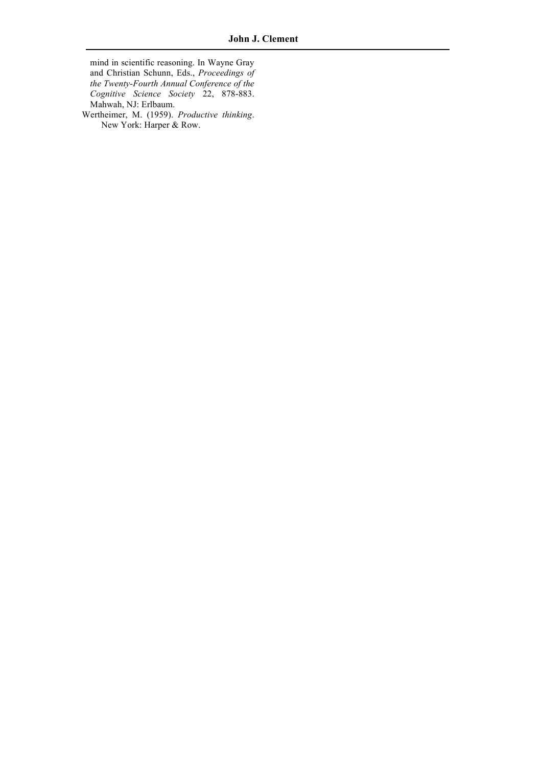mind in scientific reasoning. In Wayne Gray and Christian Schunn, Eds., *Proceedings of the Twenty-Fourth Annual Conference of the Cognitive Science Society* 22, 878-883. Mahwah, NJ: Erlbaum.

Wertheimer, M. (1959). *Productive thinking*. New York: Harper & Row.